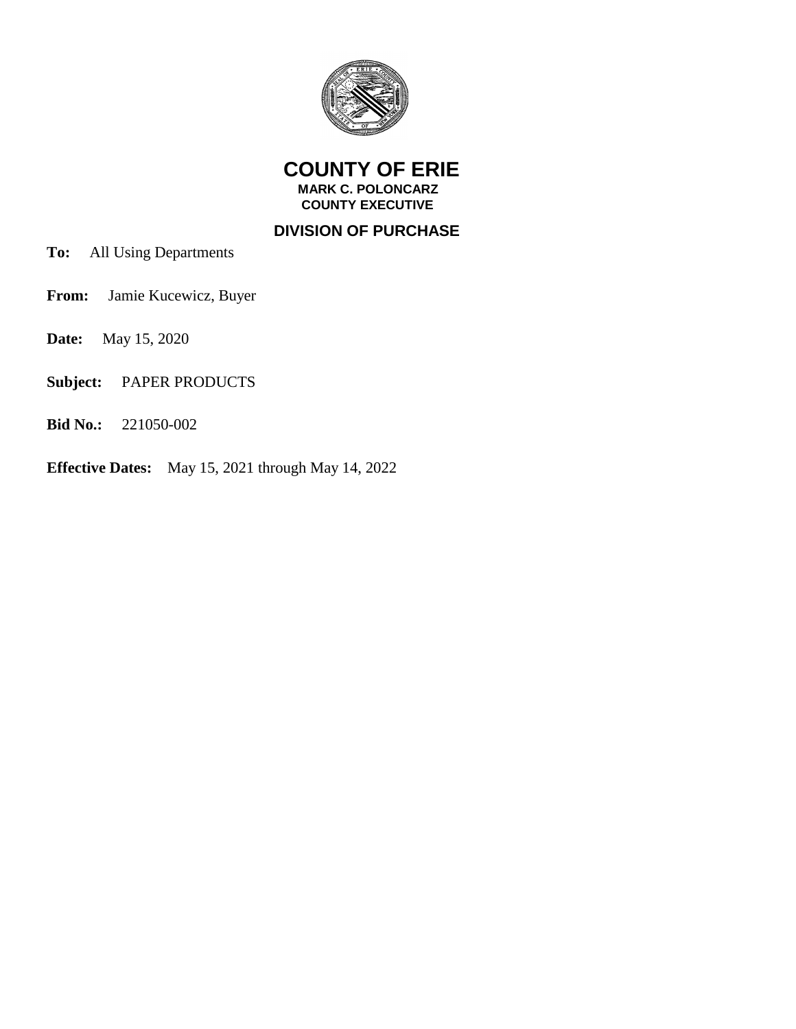# COUNTY OF ERIE

**MARK C. POLONCARZ**
**COUNTY EXECUTIVE**

## DIVISION OF PURCHASE

**To:** All Using Departments

**From:** Jamie Kucewicz, Buyer

**Date:** May 15, 2020

**Subject:** PAPER PRODUCTS

**Bid No.:** 221050-002

**Effective Dates:** May 15, 2021 through May 14, 2022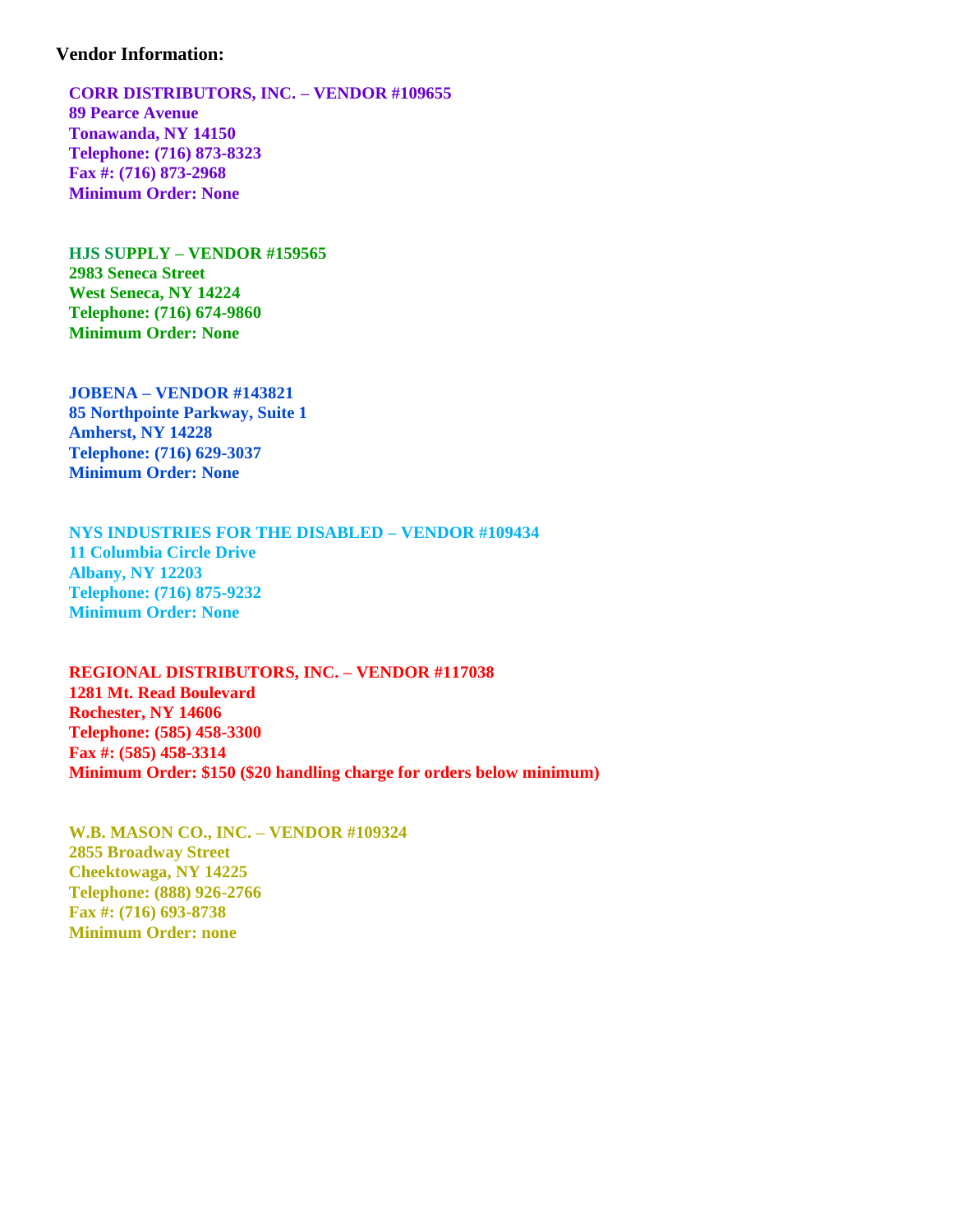**Vendor Information:**

**CORR DISTRIBUTORS, INC. – VENDOR #109655**
**89 Pearce Avenue**
**Tonawanda, NY 14150**
**Telephone: (716) 873-8323**
**Fax #: (716) 873-2968**
**Minimum Order: None**

**HJS SUPPLY – VENDOR #159565**
**2983 Seneca Street**
**West Seneca, NY 14224**
**Telephone: (716) 674-9860**
**Minimum Order: None**

**JOBENA – VENDOR #143821**
**85 Northpointe Parkway, Suite 1**
**Amherst, NY 14228**
**Telephone: (716) 629-3037**
**Minimum Order: None**

**NYS INDUSTRIES FOR THE DISABLED – VENDOR #109434**
**11 Columbia Circle Drive**
**Albany, NY 12203**
**Telephone: (716) 875-9232**
**Minimum Order: None**

**REGIONAL DISTRIBUTORS, INC. – VENDOR #117038**
**1281 Mt. Read Boulevard**
**Rochester, NY 14606**
**Telephone: (585) 458-3300**
**Fax #: (585) 458-3314**
**Minimum Order: $150 ($20 handling charge for orders below minimum)**

**W.B. MASON CO., INC. – VENDOR #109324**
**2855 Broadway Street**
**Cheektowaga, NY 14225**
**Telephone: (888) 926-2766**
**Fax #: (716) 693-8738**
**Minimum Order: none**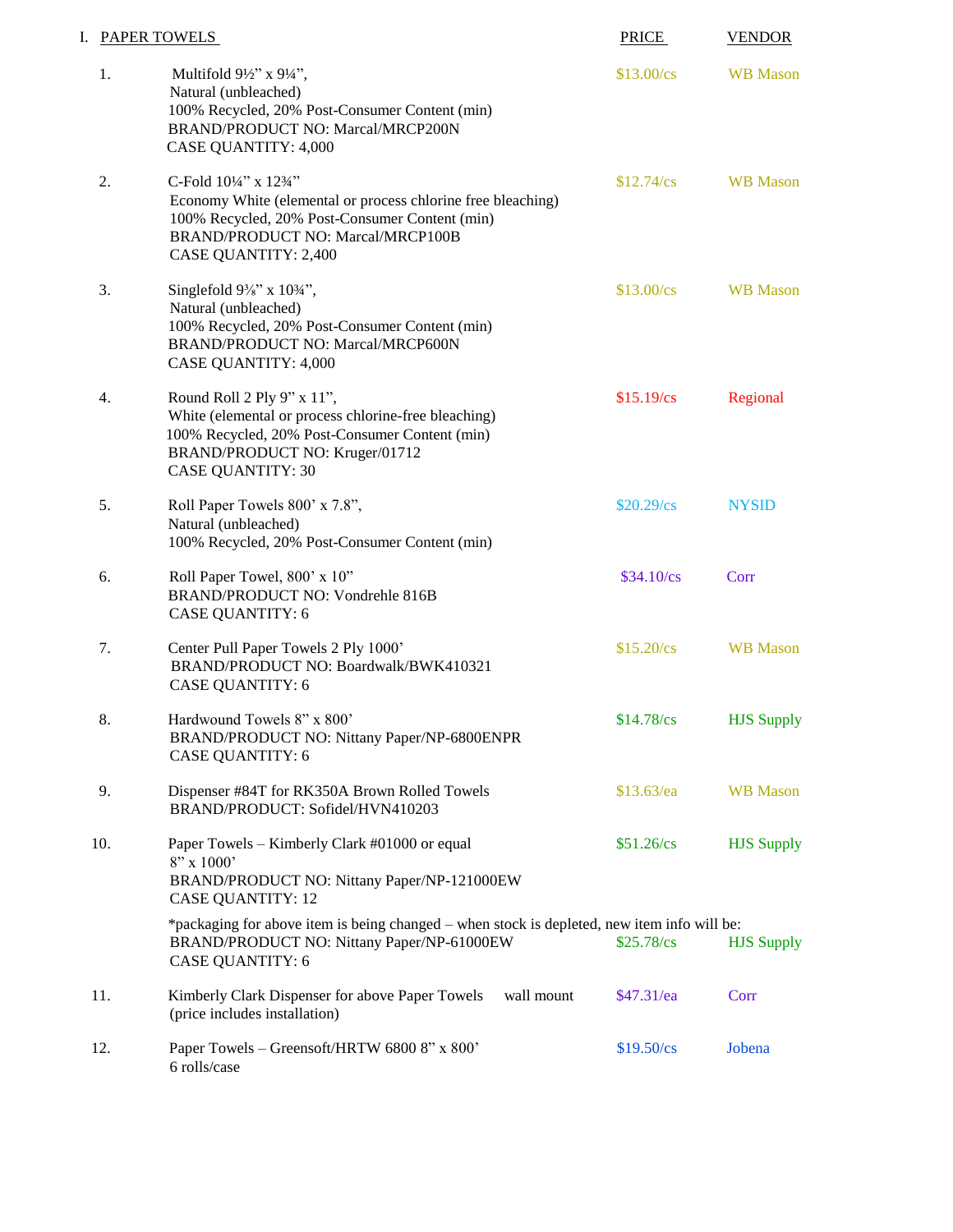## I. PAPER TOWELS

| | | PRICE | VENDOR |
|---|---|---|---|
| 1. | Multifold 9½" x 9¼", Natural (unbleached) 100% Recycled, 20% Post-Consumer Content (min) BRAND/PRODUCT NO: Marcal/MRCP200N CASE QUANTITY: 4,000 | $13.00/cs | WB Mason |
| 2. | C-Fold 10¼" x 12¾" Economy White (elemental or process chlorine free bleaching) 100% Recycled, 20% Post-Consumer Content (min) BRAND/PRODUCT NO: Marcal/MRCP100B CASE QUANTITY: 2,400 | $12.74/cs | WB Mason |
| 3. | Singlefold 9⅜" x 10¾", Natural (unbleached) 100% Recycled, 20% Post-Consumer Content (min) BRAND/PRODUCT NO: Marcal/MRCP600N CASE QUANTITY: 4,000 | $13.00/cs | WB Mason |
| 4. | Round Roll 2 Ply 9" x 11", White (elemental or process chlorine-free bleaching) 100% Recycled, 20% Post-Consumer Content (min) BRAND/PRODUCT NO: Kruger/01712 CASE QUANTITY: 30 | $15.19/cs | Regional |
| 5. | Roll Paper Towels 800' x 7.8", Natural (unbleached) 100% Recycled, 20% Post-Consumer Content (min) | $20.29/cs | NYSID |
| 6. | Roll Paper Towel, 800' x 10" BRAND/PRODUCT NO: Vondrehle 816B CASE QUANTITY: 6 | $34.10/cs | Corr |
| 7. | Center Pull Paper Towels 2 Ply 1000' BRAND/PRODUCT NO: Boardwalk/BWK410321 CASE QUANTITY: 6 | $15.20/cs | WB Mason |
| 8. | Hardwound Towels 8" x 800' BRAND/PRODUCT NO: Nittany Paper/NP-6800ENPR CASE QUANTITY: 6 | $14.78/cs | HJS Supply |
| 9. | Dispenser #84T for RK350A Brown Rolled Towels BRAND/PRODUCT: Sofidel/HVN410203 | $13.63/ea | WB Mason |
| 10. | Paper Towels – Kimberly Clark #01000 or equal 8" x 1000' BRAND/PRODUCT NO: Nittany Paper/NP-121000EW CASE QUANTITY: 12 | $51.26/cs | HJS Supply |
| | *packaging for above item is being changed – when stock is depleted, new item info will be: BRAND/PRODUCT NO: Nittany Paper/NP-61000EW CASE QUANTITY: 6 | $25.78/cs | HJS Supply |
| 11. | Kimberly Clark Dispenser for above Paper Towels wall mount (price includes installation) | $47.31/ea | Corr |
| 12. | Paper Towels – Greensoft/HRTW 6800 8" x 800' 6 rolls/case | $19.50/cs | Jobena |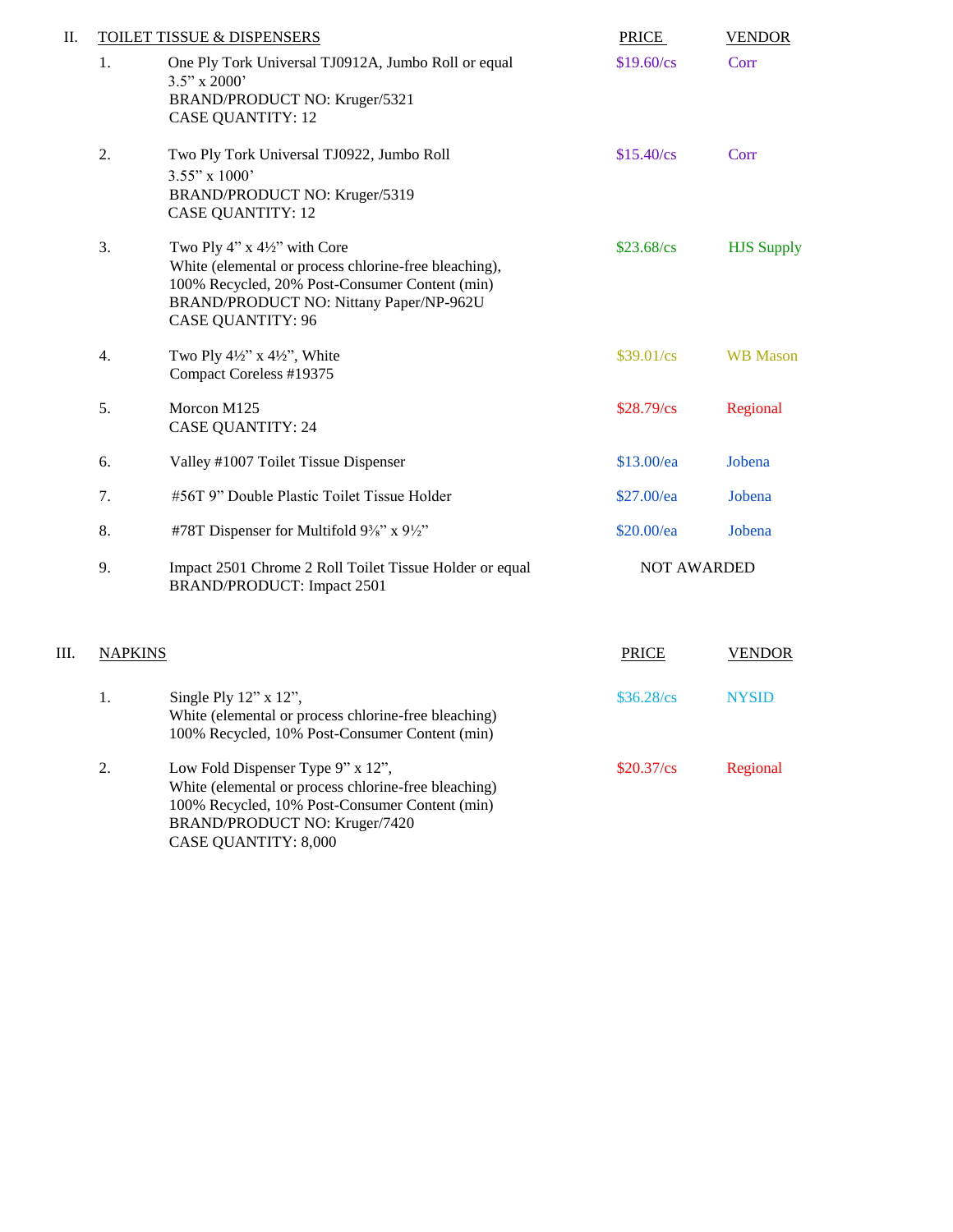## II. TOILET TISSUE & DISPENSERS

| | Item | PRICE | VENDOR |
|---|---|---|---|
| 1. | One Ply Tork Universal TJ0912A, Jumbo Roll or equal<br>3.5" x 2000'<br>BRAND/PRODUCT NO: Kruger/5321<br>CASE QUANTITY: 12 | $19.60/cs | Corr |
| 2. | Two Ply Tork Universal TJ0922, Jumbo Roll<br>3.55" x 1000'<br>BRAND/PRODUCT NO: Kruger/5319<br>CASE QUANTITY: 12 | $15.40/cs | Corr |
| 3. | Two Ply 4" x 4½" with Core<br>White (elemental or process chlorine-free bleaching),<br>100% Recycled, 20% Post-Consumer Content (min)<br>BRAND/PRODUCT NO: Nittany Paper/NP-962U<br>CASE QUANTITY: 96 | $23.68/cs | HJS Supply |
| 4. | Two Ply 4½" x 4½", White<br>Compact Coreless #19375 | $39.01/cs | WB Mason |
| 5. | Morcon M125<br>CASE QUANTITY: 24 | $28.79/cs | Regional |
| 6. | Valley #1007 Toilet Tissue Dispenser | $13.00/ea | Jobena |
| 7. | #56T 9" Double Plastic Toilet Tissue Holder | $27.00/ea | Jobena |
| 8. | #78T Dispenser for Multifold 9⅜" x 9½" | $20.00/ea | Jobena |
| 9. | Impact 2501 Chrome 2 Roll Toilet Tissue Holder or equal<br>BRAND/PRODUCT: Impact 2501 | NOT AWARDED | |

## III. NAPKINS

| | Item | PRICE | VENDOR |
|---|---|---|---|
| 1. | Single Ply 12" x 12",<br>White (elemental or process chlorine-free bleaching)<br>100% Recycled, 10% Post-Consumer Content (min) | $36.28/cs | NYSID |
| 2. | Low Fold Dispenser Type 9" x 12",<br>White (elemental or process chlorine-free bleaching)<br>100% Recycled, 10% Post-Consumer Content (min)<br>BRAND/PRODUCT NO: Kruger/7420<br>CASE QUANTITY: 8,000 | $20.37/cs | Regional |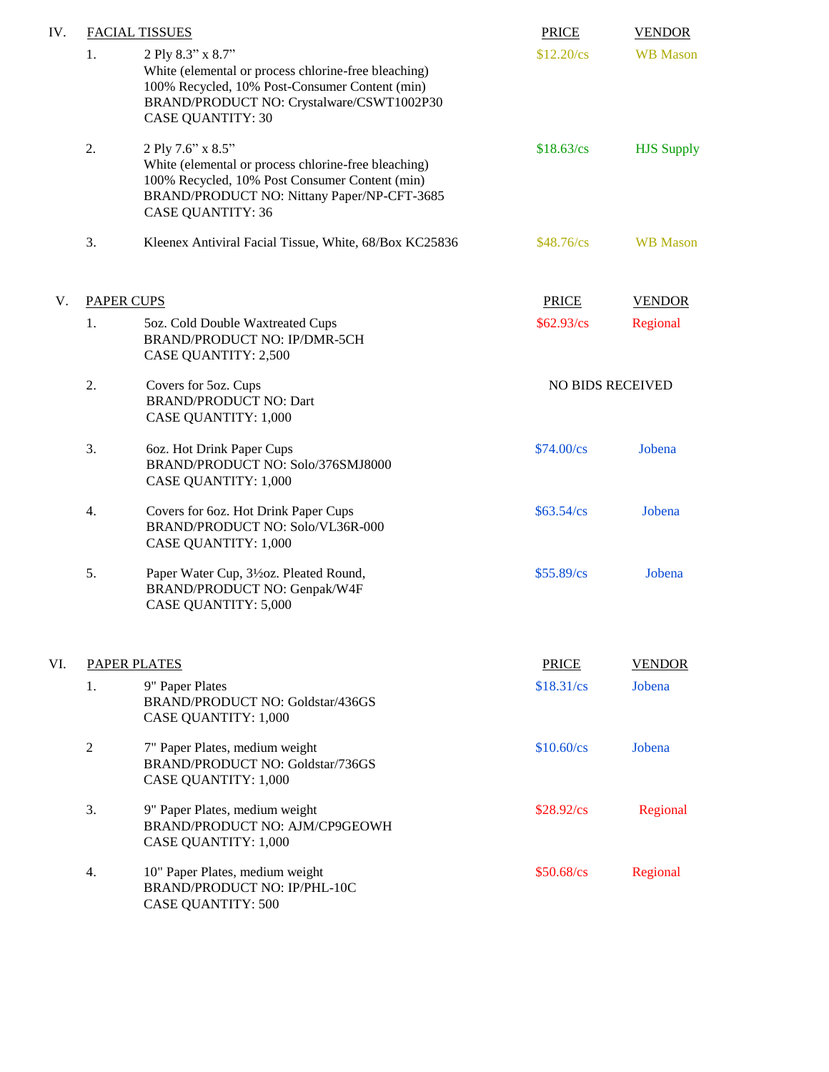## IV. FACIAL TISSUES

| | Item | PRICE | VENDOR |
|---|---|---|---|
| 1. | 2 Ply 8.3" x 8.7"<br>White (elemental or process chlorine-free bleaching)<br>100% Recycled, 10% Post-Consumer Content (min)<br>BRAND/PRODUCT NO: Crystalware/CSWT1002P30<br>CASE QUANTITY: 30 | $12.20/cs | WB Mason |
| 2. | 2 Ply 7.6" x 8.5"<br>White (elemental or process chlorine-free bleaching)<br>100% Recycled, 10% Post Consumer Content (min)<br>BRAND/PRODUCT NO: Nittany Paper/NP-CFT-3685<br>CASE QUANTITY: 36 | $18.63/cs | HJS Supply |
| 3. | Kleenex Antiviral Facial Tissue, White, 68/Box KC25836 | $48.76/cs | WB Mason |

## V. PAPER CUPS

| | Item | PRICE | VENDOR |
|---|---|---|---|
| 1. | 5oz. Cold Double Waxtreated Cups<br>BRAND/PRODUCT NO: IP/DMR-5CH<br>CASE QUANTITY: 2,500 | $62.93/cs | Regional |
| 2. | Covers for 5oz. Cups<br>BRAND/PRODUCT NO: Dart<br>CASE QUANTITY: 1,000 | NO BIDS RECEIVED | |
| 3. | 6oz. Hot Drink Paper Cups<br>BRAND/PRODUCT NO: Solo/376SMJ8000<br>CASE QUANTITY: 1,000 | $74.00/cs | Jobena |
| 4. | Covers for 6oz. Hot Drink Paper Cups<br>BRAND/PRODUCT NO: Solo/VL36R-000<br>CASE QUANTITY: 1,000 | $63.54/cs | Jobena |
| 5. | Paper Water Cup, 3½oz. Pleated Round,<br>BRAND/PRODUCT NO: Genpak/W4F<br>CASE QUANTITY: 5,000 | $55.89/cs | Jobena |

## VI. PAPER PLATES

| | Item | PRICE | VENDOR |
|---|---|---|---|
| 1. | 9" Paper Plates<br>BRAND/PRODUCT NO: Goldstar/436GS<br>CASE QUANTITY: 1,000 | $18.31/cs | Jobena |
| 2 | 7" Paper Plates, medium weight<br>BRAND/PRODUCT NO: Goldstar/736GS<br>CASE QUANTITY: 1,000 | $10.60/cs | Jobena |
| 3. | 9" Paper Plates, medium weight<br>BRAND/PRODUCT NO: AJM/CP9GEOWH<br>CASE QUANTITY: 1,000 | $28.92/cs | Regional |
| 4. | 10" Paper Plates, medium weight<br>BRAND/PRODUCT NO: IP/PHL-10C<br>CASE QUANTITY: 500 | $50.68/cs | Regional |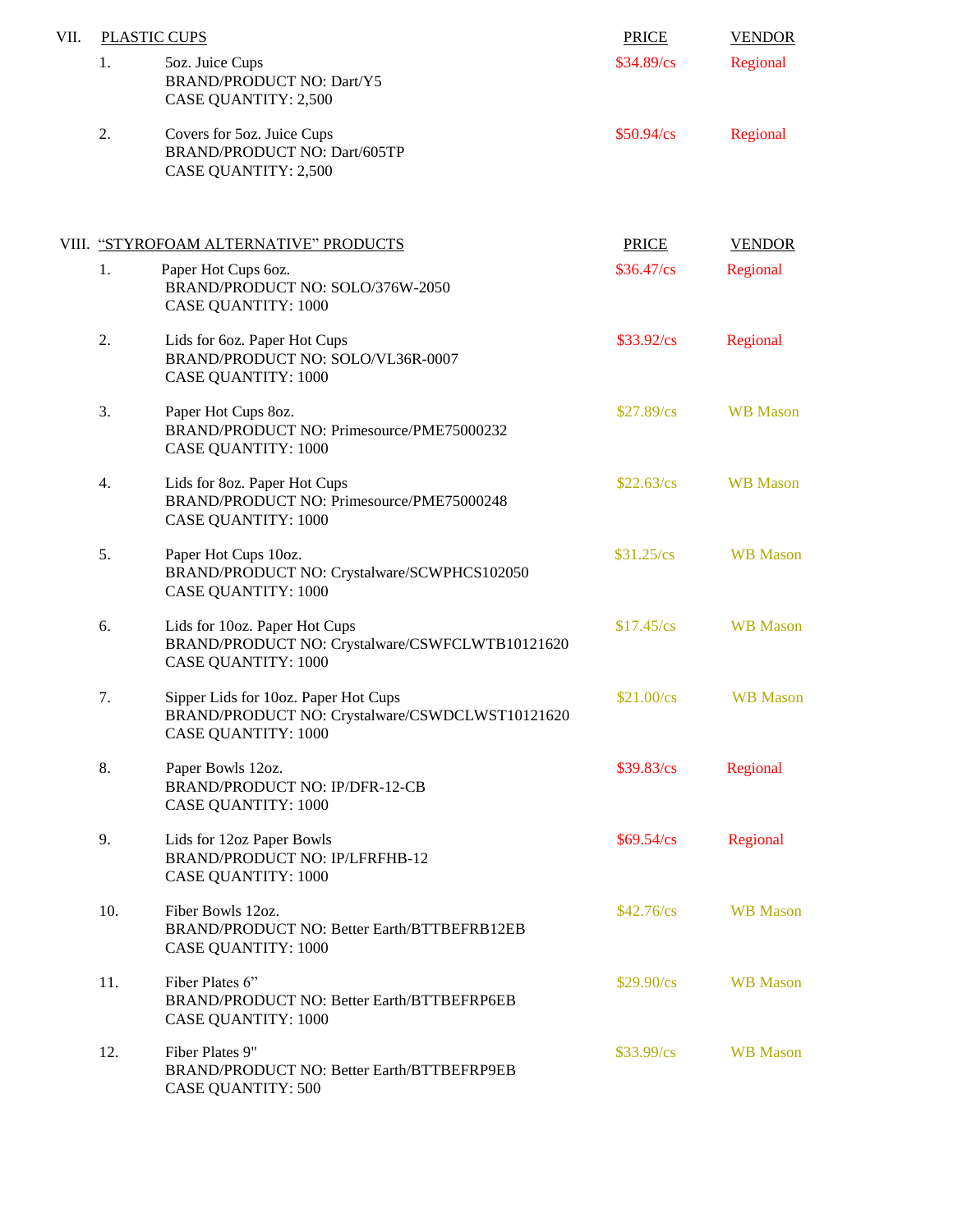## VII. PLASTIC CUPS

| # | Item | PRICE | VENDOR |
|---|---|---|---|
| 1. | 5oz. Juice Cups<br>BRAND/PRODUCT NO: Dart/Y5<br>CASE QUANTITY: 2,500 | $34.89/cs | Regional |
| 2. | Covers for 5oz. Juice Cups<br>BRAND/PRODUCT NO: Dart/605TP<br>CASE QUANTITY: 2,500 | $50.94/cs | Regional |

## VIII. "STYROFOAM ALTERNATIVE" PRODUCTS

| # | Item | PRICE | VENDOR |
|---|---|---|---|
| 1. | Paper Hot Cups 6oz.<br>BRAND/PRODUCT NO: SOLO/376W-2050<br>CASE QUANTITY: 1000 | $36.47/cs | Regional |
| 2. | Lids for 6oz. Paper Hot Cups<br>BRAND/PRODUCT NO: SOLO/VL36R-0007<br>CASE QUANTITY: 1000 | $33.92/cs | Regional |
| 3. | Paper Hot Cups 8oz.<br>BRAND/PRODUCT NO: Primesource/PME75000232<br>CASE QUANTITY: 1000 | $27.89/cs | WB Mason |
| 4. | Lids for 8oz. Paper Hot Cups<br>BRAND/PRODUCT NO: Primesource/PME75000248<br>CASE QUANTITY: 1000 | $22.63/cs | WB Mason |
| 5. | Paper Hot Cups 10oz.<br>BRAND/PRODUCT NO: Crystalware/SCWPHCS102050<br>CASE QUANTITY: 1000 | $31.25/cs | WB Mason |
| 6. | Lids for 10oz. Paper Hot Cups<br>BRAND/PRODUCT NO: Crystalware/CSWFCLWTB10121620<br>CASE QUANTITY: 1000 | $17.45/cs | WB Mason |
| 7. | Sipper Lids for 10oz. Paper Hot Cups<br>BRAND/PRODUCT NO: Crystalware/CSWDCLWST10121620<br>CASE QUANTITY: 1000 | $21.00/cs | WB Mason |
| 8. | Paper Bowls 12oz.<br>BRAND/PRODUCT NO: IP/DFR-12-CB<br>CASE QUANTITY: 1000 | $39.83/cs | Regional |
| 9. | Lids for 12oz Paper Bowls<br>BRAND/PRODUCT NO: IP/LFRFHB-12<br>CASE QUANTITY: 1000 | $69.54/cs | Regional |
| 10. | Fiber Bowls 12oz.<br>BRAND/PRODUCT NO: Better Earth/BTTBEFRB12EB<br>CASE QUANTITY: 1000 | $42.76/cs | WB Mason |
| 11. | Fiber Plates 6"<br>BRAND/PRODUCT NO: Better Earth/BTTBEFRP6EB<br>CASE QUANTITY: 1000 | $29.90/cs | WB Mason |
| 12. | Fiber Plates 9"<br>BRAND/PRODUCT NO: Better Earth/BTTBEFRP9EB<br>CASE QUANTITY: 500 | $33.99/cs | WB Mason |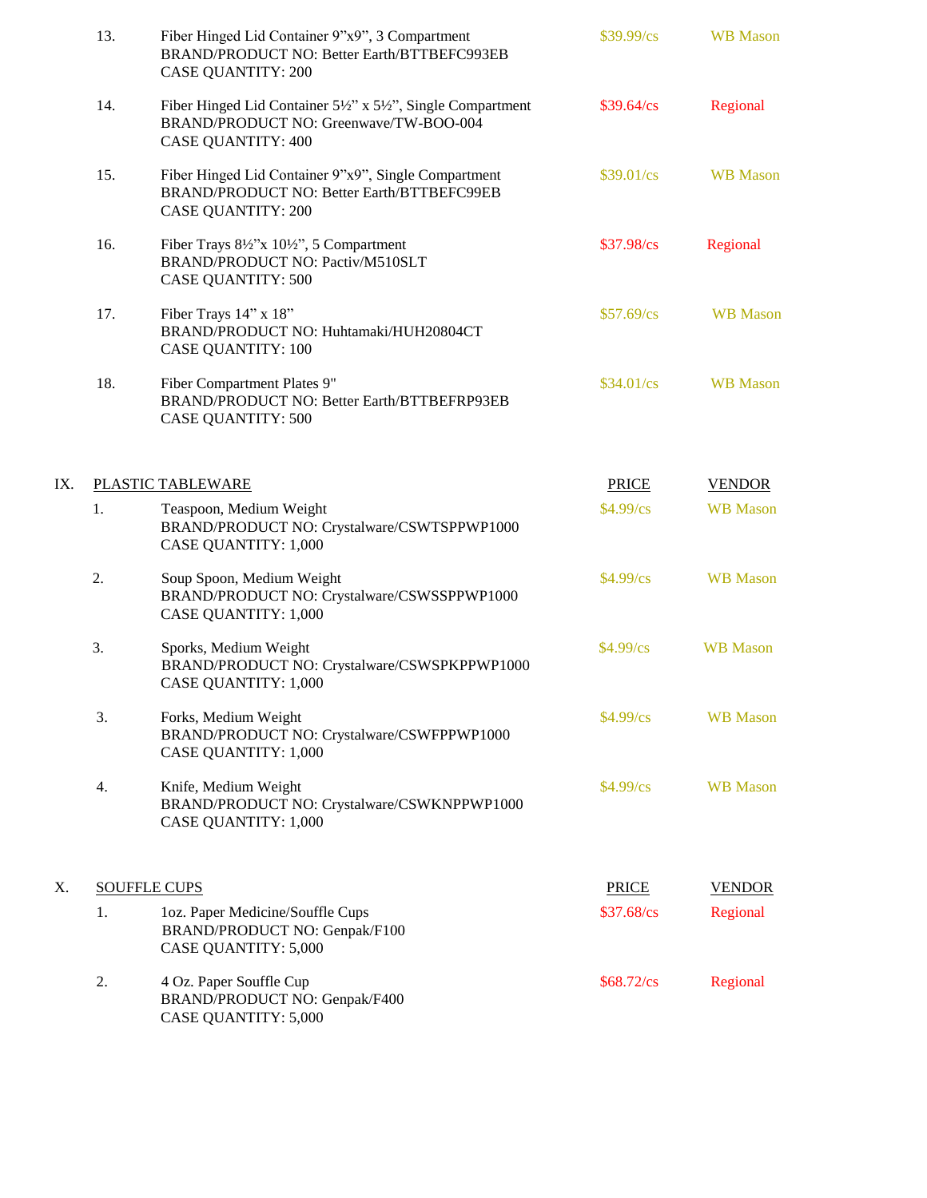13. Fiber Hinged Lid Container 9"x9", 3 Compartment — $39.99/cs — WB Mason
    BRAND/PRODUCT NO: Better Earth/BTTBEFC993EB
    CASE QUANTITY: 200

14. Fiber Hinged Lid Container 5½" x 5½", Single Compartment — $39.64/cs — Regional
    BRAND/PRODUCT NO: Greenwave/TW-BOO-004
    CASE QUANTITY: 400

15. Fiber Hinged Lid Container 9"x9", Single Compartment — $39.01/cs — WB Mason
    BRAND/PRODUCT NO: Better Earth/BTTBEFC99EB
    CASE QUANTITY: 200

16. Fiber Trays 8½"x 10½", 5 Compartment — $37.98/cs — Regional
    BRAND/PRODUCT NO: Pactiv/M510SLT
    CASE QUANTITY: 500

17. Fiber Trays 14" x 18" — $57.69/cs — WB Mason
    BRAND/PRODUCT NO: Huhtamaki/HUH20804CT
    CASE QUANTITY: 100

18. Fiber Compartment Plates 9" — $34.01/cs — WB Mason
    BRAND/PRODUCT NO: Better Earth/BTTBEFRP93EB
    CASE QUANTITY: 500

## IX. PLASTIC TABLEWARE

| # | Item | PRICE | VENDOR |
|---|---|---|---|
| 1. | Teaspoon, Medium Weight<br>BRAND/PRODUCT NO: Crystalware/CSWTSPPWP1000<br>CASE QUANTITY: 1,000 | $4.99/cs | WB Mason |
| 2. | Soup Spoon, Medium Weight<br>BRAND/PRODUCT NO: Crystalware/CSWSSPPWP1000<br>CASE QUANTITY: 1,000 | $4.99/cs | WB Mason |
| 3. | Sporks, Medium Weight<br>BRAND/PRODUCT NO: Crystalware/CSWSPKPPWP1000<br>CASE QUANTITY: 1,000 | $4.99/cs | WB Mason |
| 3. | Forks, Medium Weight<br>BRAND/PRODUCT NO: Crystalware/CSWFPPWP1000<br>CASE QUANTITY: 1,000 | $4.99/cs | WB Mason |
| 4. | Knife, Medium Weight<br>BRAND/PRODUCT NO: Crystalware/CSWKNPPWP1000<br>CASE QUANTITY: 1,000 | $4.99/cs | WB Mason |

## X. SOUFFLE CUPS

| # | Item | PRICE | VENDOR |
|---|---|---|---|
| 1. | 1oz. Paper Medicine/Souffle Cups<br>BRAND/PRODUCT NO: Genpak/F100<br>CASE QUANTITY: 5,000 | $37.68/cs | Regional |
| 2. | 4 Oz. Paper Souffle Cup<br>BRAND/PRODUCT NO: Genpak/F400<br>CASE QUANTITY: 5,000 | $68.72/cs | Regional |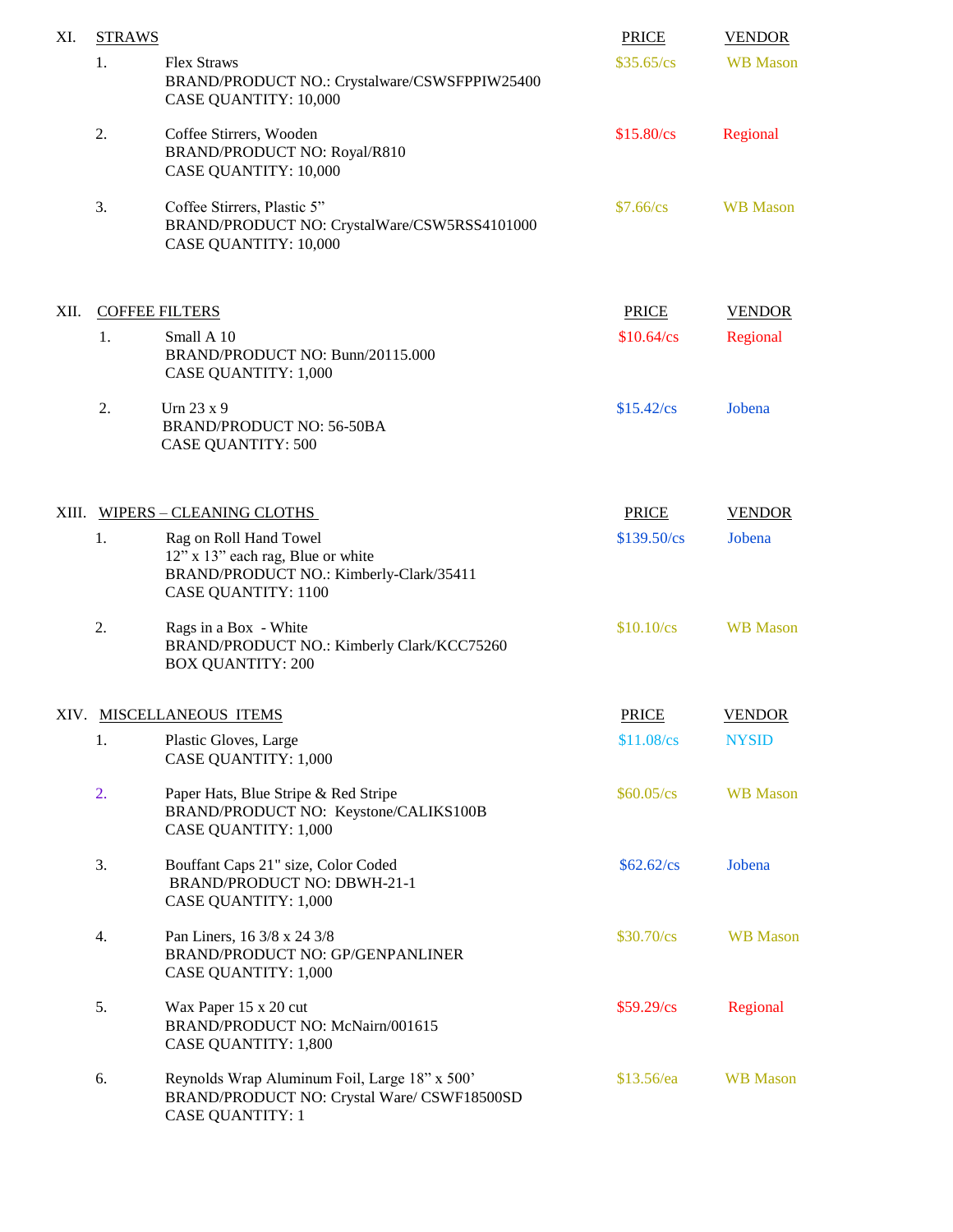## XI. STRAWS

| # | Item | PRICE | VENDOR |
|---|---|---|---|
| 1. | Flex Straws<br>BRAND/PRODUCT NO.: Crystalware/CSWSFPPIW25400<br>CASE QUANTITY: 10,000 | $35.65/cs | WB Mason |
| 2. | Coffee Stirrers, Wooden<br>BRAND/PRODUCT NO: Royal/R810<br>CASE QUANTITY: 10,000 | $15.80/cs | Regional |
| 3. | Coffee Stirrers, Plastic 5"<br>BRAND/PRODUCT NO: CrystalWare/CSW5RSS4101000<br>CASE QUANTITY: 10,000 | $7.66/cs | WB Mason |

## XII. COFFEE FILTERS

| # | Item | PRICE | VENDOR |
|---|---|---|---|
| 1. | Small A 10<br>BRAND/PRODUCT NO: Bunn/20115.000<br>CASE QUANTITY: 1,000 | $10.64/cs | Regional |
| 2. | Urn 23 x 9<br>BRAND/PRODUCT NO: 56-50BA<br>CASE QUANTITY: 500 | $15.42/cs | Jobena |

## XIII. WIPERS – CLEANING CLOTHS

| # | Item | PRICE | VENDOR |
|---|---|---|---|
| 1. | Rag on Roll Hand Towel<br>12" x 13" each rag, Blue or white<br>BRAND/PRODUCT NO.: Kimberly-Clark/35411<br>CASE QUANTITY: 1100 | $139.50/cs | Jobena |
| 2. | Rags in a Box - White<br>BRAND/PRODUCT NO.: Kimberly Clark/KCC75260<br>BOX QUANTITY: 200 | $10.10/cs | WB Mason |

## XIV. MISCELLANEOUS ITEMS

| # | Item | PRICE | VENDOR |
|---|---|---|---|
| 1. | Plastic Gloves, Large<br>CASE QUANTITY: 1,000 | $11.08/cs | NYSID |
| 2. | Paper Hats, Blue Stripe & Red Stripe<br>BRAND/PRODUCT NO: Keystone/CALIKS100B<br>CASE QUANTITY: 1,000 | $60.05/cs | WB Mason |
| 3. | Bouffant Caps 21" size, Color Coded<br>BRAND/PRODUCT NO: DBWH-21-1<br>CASE QUANTITY: 1,000 | $62.62/cs | Jobena |
| 4. | Pan Liners, 16 3/8 x 24 3/8<br>BRAND/PRODUCT NO: GP/GENPANLINER<br>CASE QUANTITY: 1,000 | $30.70/cs | WB Mason |
| 5. | Wax Paper 15 x 20 cut<br>BRAND/PRODUCT NO: McNairn/001615<br>CASE QUANTITY: 1,800 | $59.29/cs | Regional |
| 6. | Reynolds Wrap Aluminum Foil, Large 18" x 500'<br>BRAND/PRODUCT NO: Crystal Ware/ CSWF18500SD<br>CASE QUANTITY: 1 | $13.56/ea | WB Mason |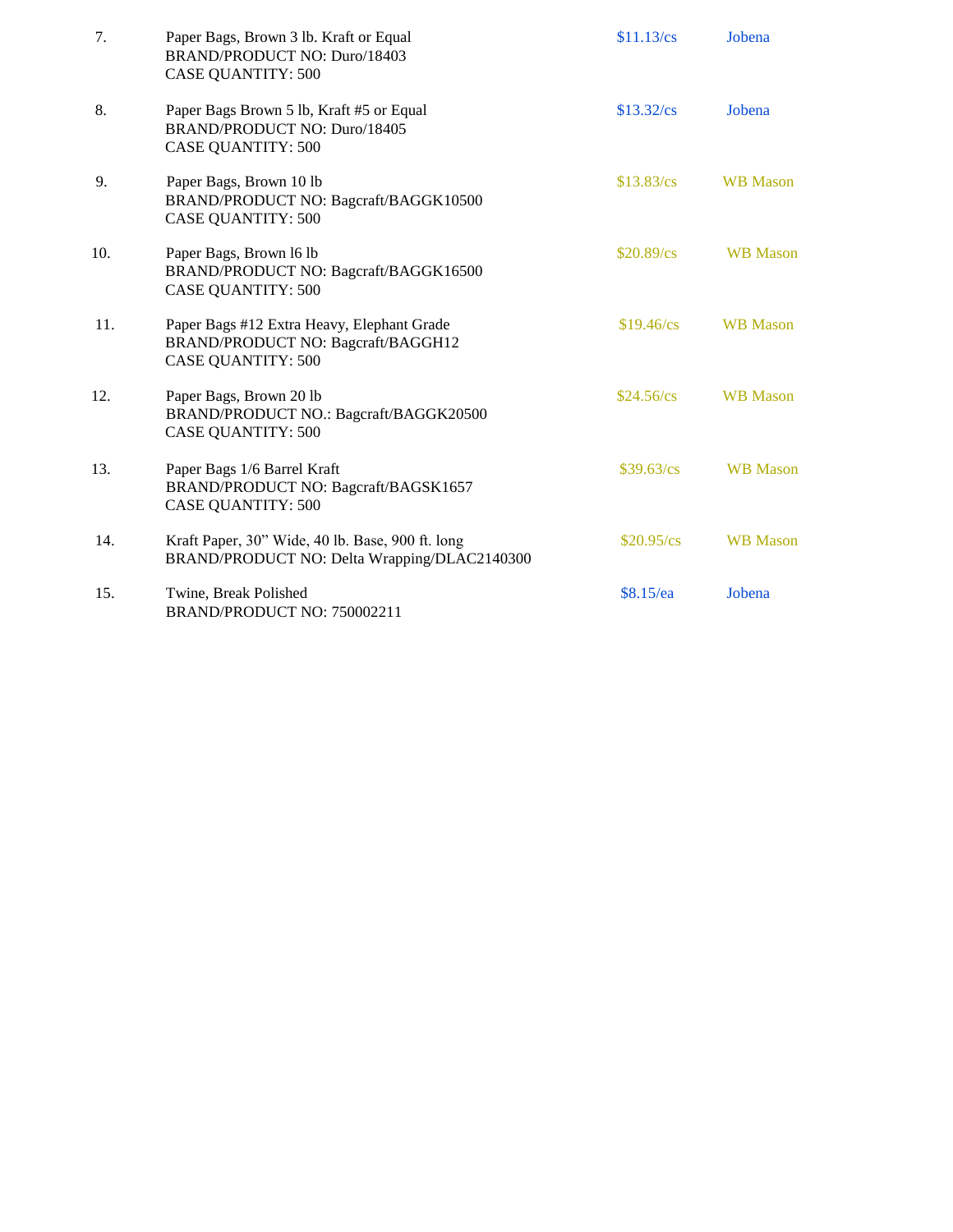| | | | |
|---|---|---|---|
| 7. | Paper Bags, Brown 3 lb. Kraft or Equal<br>BRAND/PRODUCT NO: Duro/18403<br>CASE QUANTITY: 500 | $11.13/cs | Jobena |
| 8. | Paper Bags Brown 5 lb, Kraft #5 or Equal<br>BRAND/PRODUCT NO: Duro/18405<br>CASE QUANTITY: 500 | $13.32/cs | Jobena |
| 9. | Paper Bags, Brown 10 lb<br>BRAND/PRODUCT NO: Bagcraft/BAGGK10500<br>CASE QUANTITY: 500 | $13.83/cs | WB Mason |
| 10. | Paper Bags, Brown l6 lb<br>BRAND/PRODUCT NO: Bagcraft/BAGGK16500<br>CASE QUANTITY: 500 | $20.89/cs | WB Mason |
| 11. | Paper Bags #12 Extra Heavy, Elephant Grade<br>BRAND/PRODUCT NO: Bagcraft/BAGGH12<br>CASE QUANTITY: 500 | $19.46/cs | WB Mason |
| 12. | Paper Bags, Brown 20 lb<br>BRAND/PRODUCT NO.: Bagcraft/BAGGK20500<br>CASE QUANTITY: 500 | $24.56/cs | WB Mason |
| 13. | Paper Bags 1/6 Barrel Kraft<br>BRAND/PRODUCT NO: Bagcraft/BAGSK1657<br>CASE QUANTITY: 500 | $39.63/cs | WB Mason |
| 14. | Kraft Paper, 30" Wide, 40 lb. Base, 900 ft. long<br>BRAND/PRODUCT NO: Delta Wrapping/DLAC2140300 | $20.95/cs | WB Mason |
| 15. | Twine, Break Polished<br>BRAND/PRODUCT NO: 750002211 | $8.15/ea | Jobena |